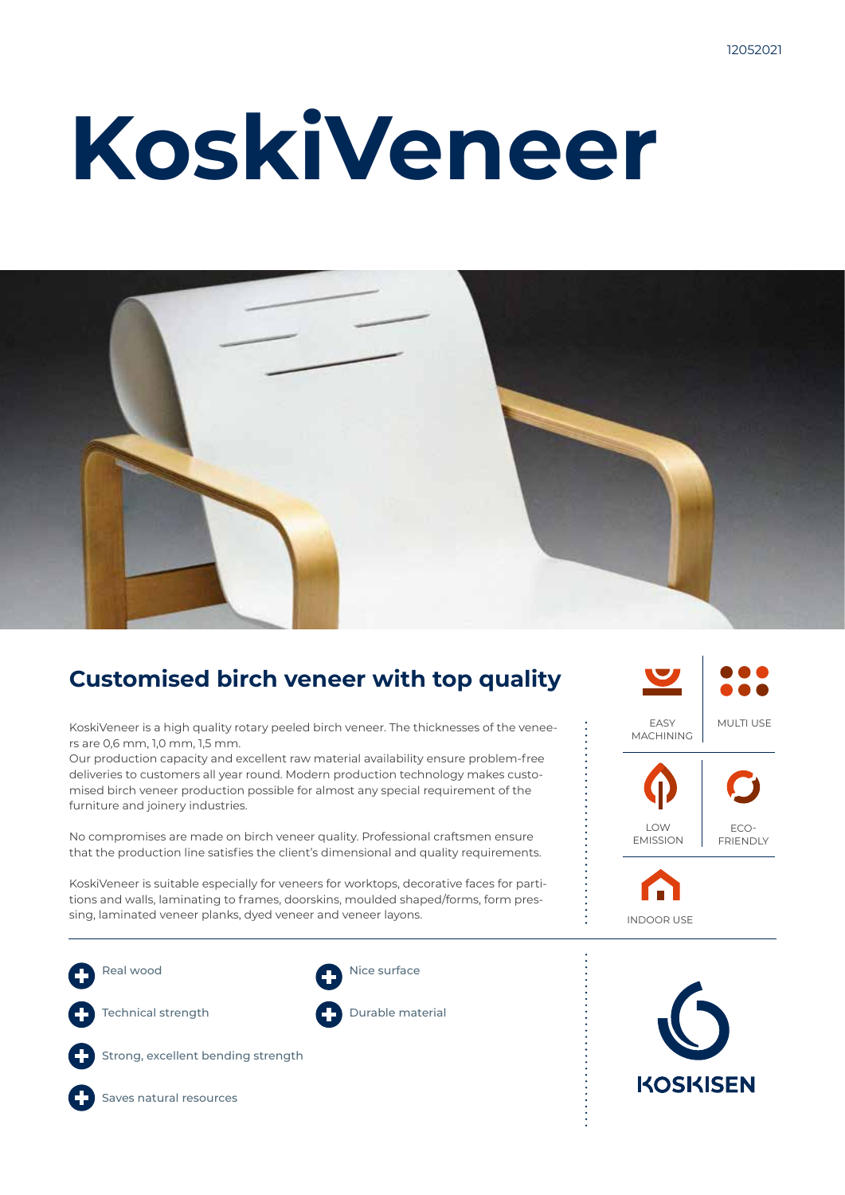12052021

# KoskiVeneer

## Customised birch veneer with top quality

KoskiVeneer is a high quality rotary peeled birch veneer. The thicknesses of the veneers are 0,6 mm, 1,0 mm, 1,5 mm.
Our production capacity and excellent raw material availability ensure problem-free deliveries to customers all year round. Modern production technology makes customised birch veneer production possible for almost any special requirement of the furniture and joinery industries.

No compromises are made on birch veneer quality. Professional craftsmen ensure that the production line satisfies the client's dimensional and quality requirements.

KoskiVeneer is suitable especially for veneers for worktops, decorative faces for partitions and walls, laminating to frames, doorskins, moulded shaped/forms, form pressing, laminated veneer planks, dyed veneer and veneer layons.

EASY MACHINING | MULTI USE | LOW EMISSION | ECO-FRIENDLY | INDOOR USE

- Real wood
- Nice surface
- Technical strength
- Durable material
- Strong, excellent bending strength
- Saves natural resources

KOSKISEN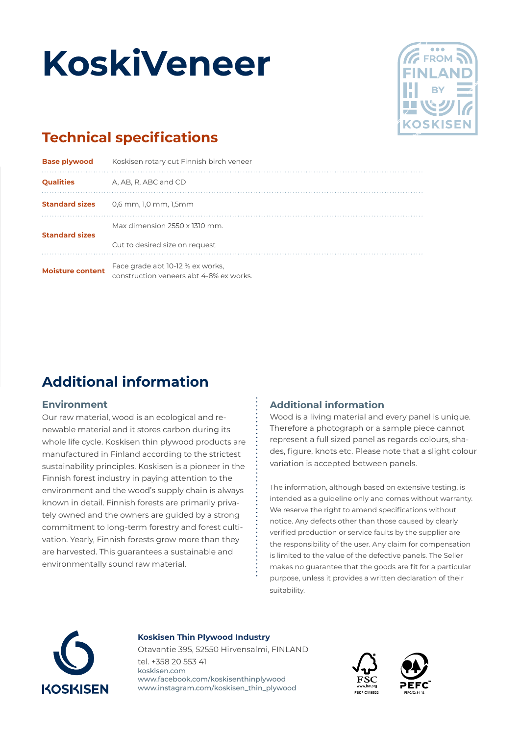# KoskiVeneer

## Technical specifications

| | |
|---|---|
| **Base plywood** | Koskisen rotary cut Finnish birch veneer |
| **Qualities** | A, AB, R, ABC and CD |
| **Standard sizes** | 0,6 mm, 1,0 mm, 1,5mm |
| **Standard sizes** | Max dimension 2550 x 1310 mm.<br>Cut to desired size on request |
| **Moisture content** | Face grade abt 10-12 % ex works,<br>construction veneers abt 4-8% ex works. |

## Additional information

### Environment

Our raw material, wood is an ecological and renewable material and it stores carbon during its whole life cycle. Koskisen thin plywood products are manufactured in Finland according to the strictest sustainability principles. Koskisen is a pioneer in the Finnish forest industry in paying attention to the environment and the wood's supply chain is always known in detail. Finnish forests are primarily privately owned and the owners are guided by a strong commitment to long-term forestry and forest cultivation. Yearly, Finnish forests grow more than they are harvested. This guarantees a sustainable and environmentally sound raw material.

### Additional information

Wood is a living material and every panel is unique. Therefore a photograph or a sample piece cannot represent a full sized panel as regards colours, shades, figure, knots etc. Please note that a slight colour variation is accepted between panels.

The information, although based on extensive testing, is intended as a guideline only and comes without warranty. We reserve the right to amend specifications without notice. Any defects other than those caused by clearly verified production or service faults by the supplier are the responsibility of the user. Any claim for compensation is limited to the value of the defective panels. The Seller makes no guarantee that the goods are fit for a particular purpose, unless it provides a written declaration of their suitability.

**Koskisen Thin Plywood Industry**
Otavantie 395, 52550 Hirvensalmi, FINLAND
tel. +358 20 553 41
koskisen.com
www.facebook.com/koskisenthinplywood
www.instagram.com/koskisen_thin_plywood

FSC® C116522
PEFC/02-34-12